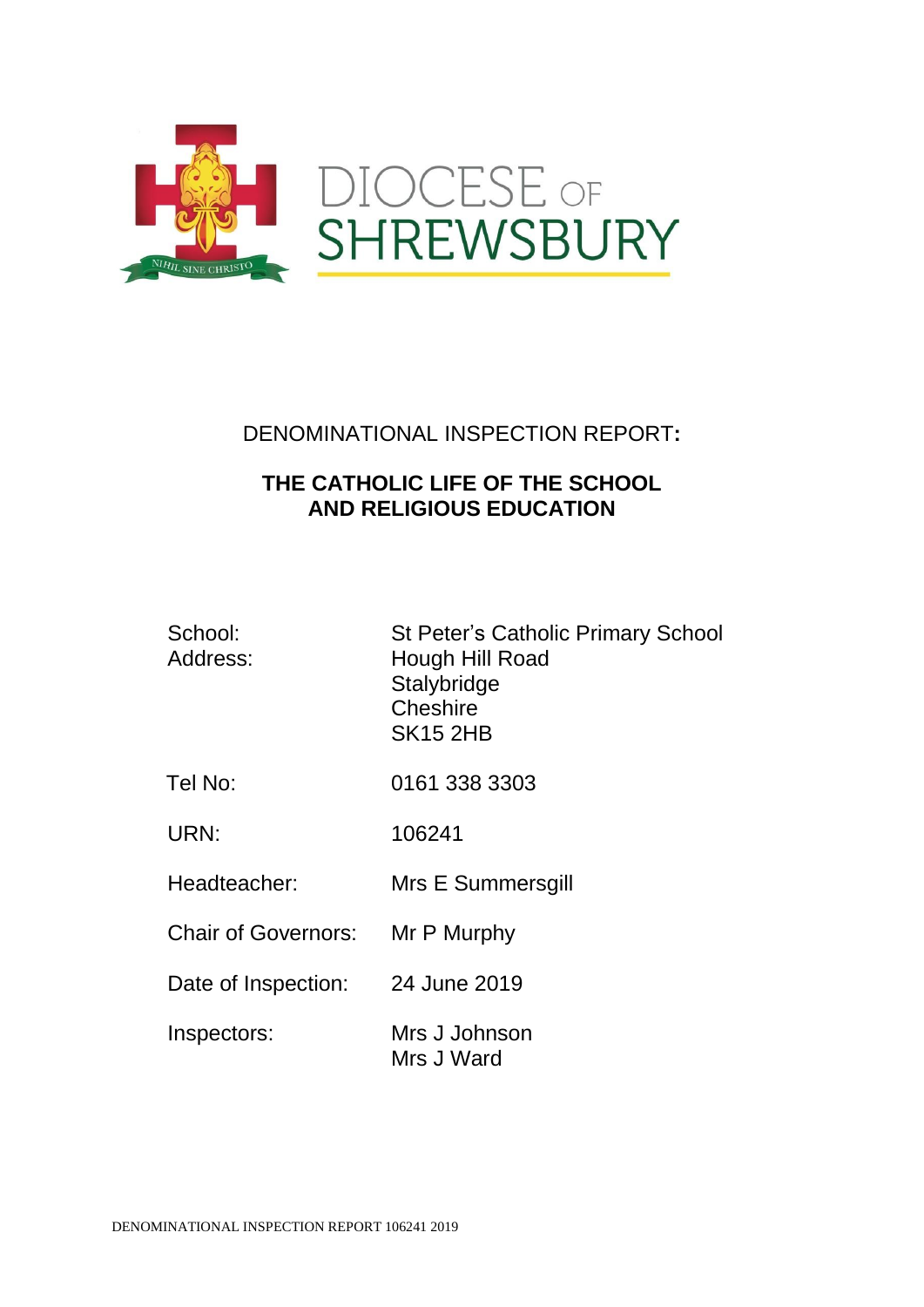DIOCESE OF SHREWSBURY

NIHIL SINE CHRISTO

DENOMINATIONAL INSPECTION REPORT**:**

**THE CATHOLIC LIFE OF THE SCHOOL AND RELIGIOUS EDUCATION**

| | |
|---|---|
| School: | St Peter's Catholic Primary School |
| Address: | Hough Hill Road<br>Stalybridge<br>Cheshire<br>SK15 2HB |
| Tel No: | 0161 338 3303 |
| URN: | 106241 |
| Headteacher: | Mrs E Summersgill |
| Chair of Governors: | Mr P Murphy |
| Date of Inspection: | 24 June 2019 |
| Inspectors: | Mrs J Johnson<br>Mrs J Ward |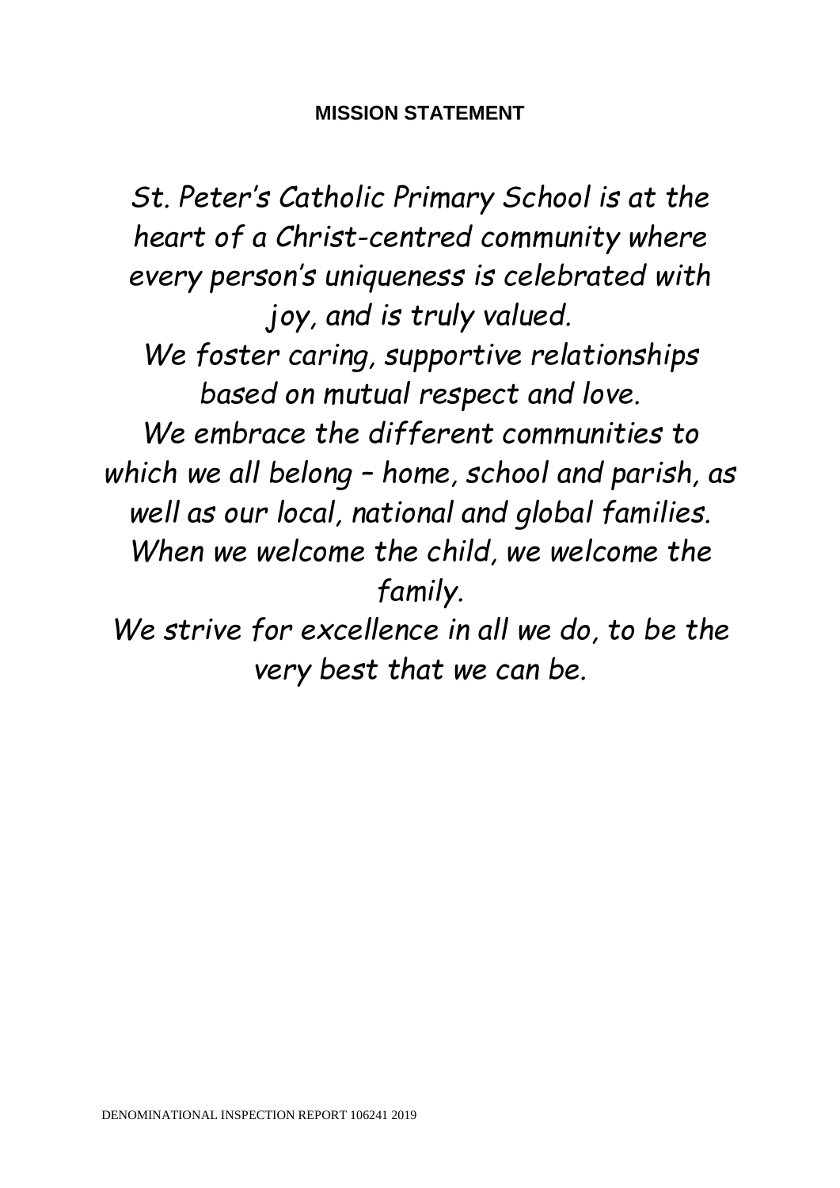**MISSION STATEMENT**

*St. Peter's Catholic Primary School is at the heart of a Christ-centred community where every person's uniqueness is celebrated with joy, and is truly valued.*
*We foster caring, supportive relationships based on mutual respect and love.*
*We embrace the different communities to which we all belong – home, school and parish, as well as our local, national and global families.*
*When we welcome the child, we welcome the family.*
*We strive for excellence in all we do, to be the very best that we can be.*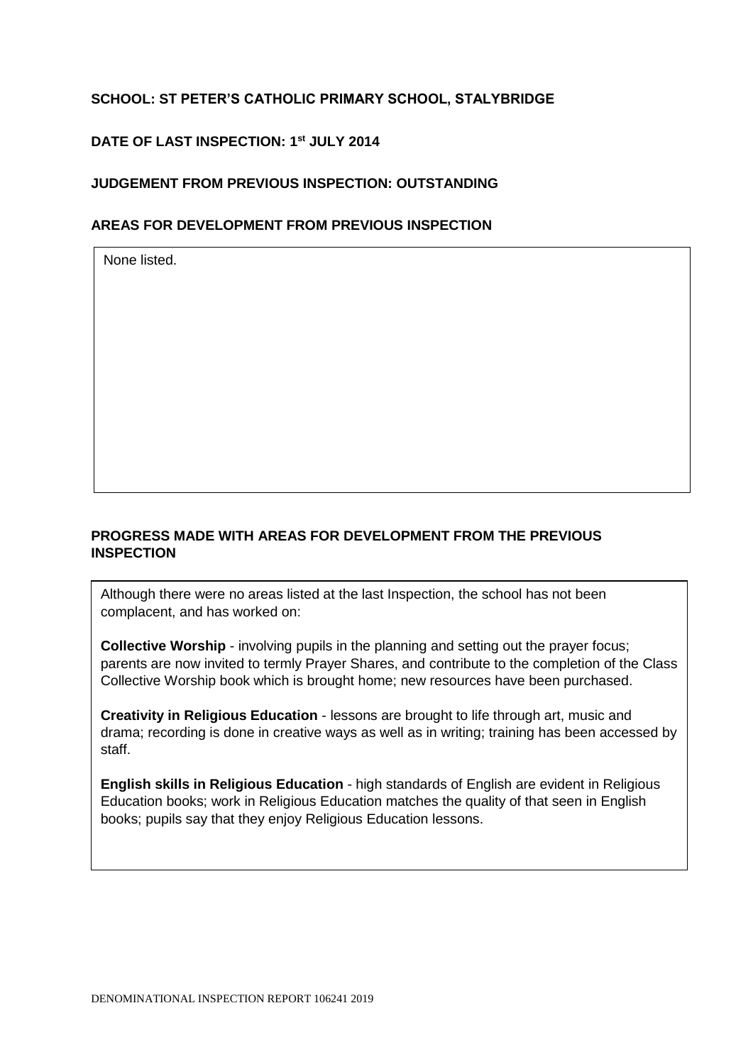**SCHOOL: ST PETER'S CATHOLIC PRIMARY SCHOOL, STALYBRIDGE**

**DATE OF LAST INSPECTION: 1st JULY 2014**

**JUDGEMENT FROM PREVIOUS INSPECTION: OUTSTANDING**

**AREAS FOR DEVELOPMENT FROM PREVIOUS INSPECTION**

None listed.

**PROGRESS MADE WITH AREAS FOR DEVELOPMENT FROM THE PREVIOUS INSPECTION**

Although there were no areas listed at the last Inspection, the school has not been complacent, and has worked on:

**Collective Worship** - involving pupils in the planning and setting out the prayer focus; parents are now invited to termly Prayer Shares, and contribute to the completion of the Class Collective Worship book which is brought home; new resources have been purchased.

**Creativity in Religious Education** - lessons are brought to life through art, music and drama; recording is done in creative ways as well as in writing; training has been accessed by staff.

**English skills in Religious Education** - high standards of English are evident in Religious Education books; work in Religious Education matches the quality of that seen in English books; pupils say that they enjoy Religious Education lessons.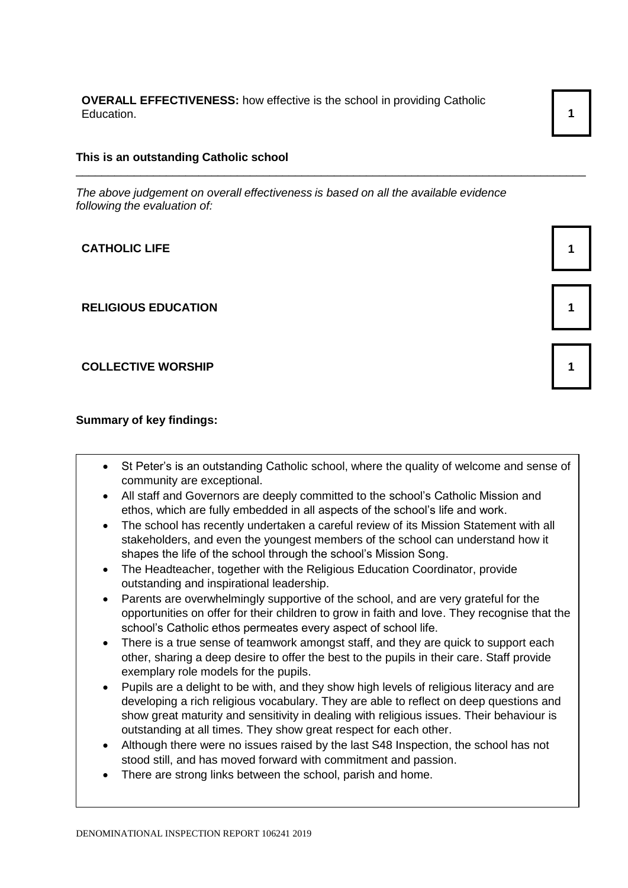**OVERALL EFFECTIVENESS:** how effective is the school in providing Catholic Education. **1**

**This is an outstanding Catholic school**

---

*The above judgement on overall effectiveness is based on all the available evidence following the evaluation of:*

| | |
|---|---|
| **CATHOLIC LIFE** | **1** |
| **RELIGIOUS EDUCATION** | **1** |
| **COLLECTIVE WORSHIP** | **1** |

**Summary of key findings:**

- St Peter's is an outstanding Catholic school, where the quality of welcome and sense of community are exceptional.
- All staff and Governors are deeply committed to the school's Catholic Mission and ethos, which are fully embedded in all aspects of the school's life and work.
- The school has recently undertaken a careful review of its Mission Statement with all stakeholders, and even the youngest members of the school can understand how it shapes the life of the school through the school's Mission Song.
- The Headteacher, together with the Religious Education Coordinator, provide outstanding and inspirational leadership.
- Parents are overwhelmingly supportive of the school, and are very grateful for the opportunities on offer for their children to grow in faith and love. They recognise that the school's Catholic ethos permeates every aspect of school life.
- There is a true sense of teamwork amongst staff, and they are quick to support each other, sharing a deep desire to offer the best to the pupils in their care. Staff provide exemplary role models for the pupils.
- Pupils are a delight to be with, and they show high levels of religious literacy and are developing a rich religious vocabulary. They are able to reflect on deep questions and show great maturity and sensitivity in dealing with religious issues. Their behaviour is outstanding at all times. They show great respect for each other.
- Although there were no issues raised by the last S48 Inspection, the school has not stood still, and has moved forward with commitment and passion.
- There are strong links between the school, parish and home.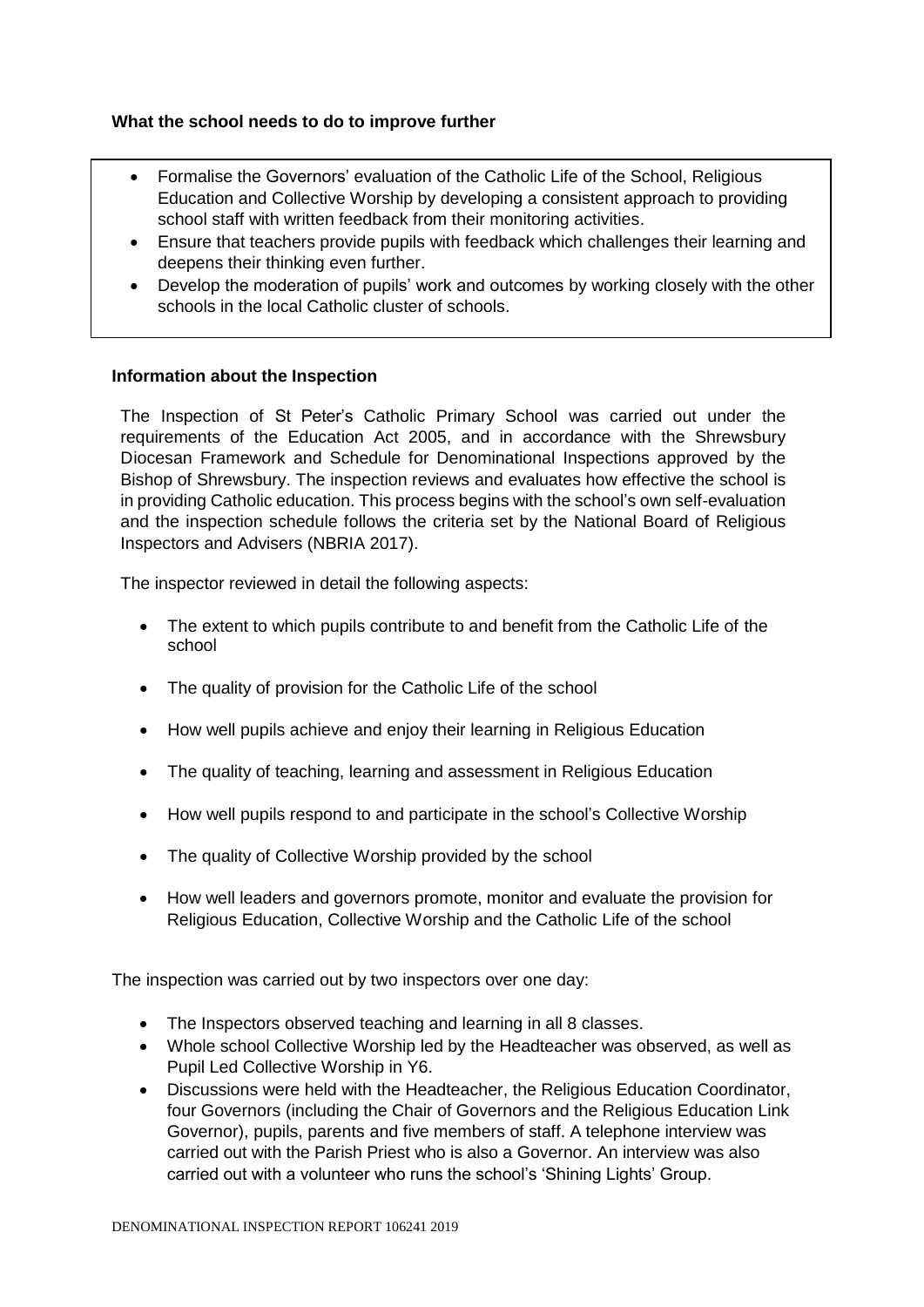### What the school needs to do to improve further

- Formalise the Governors' evaluation of the Catholic Life of the School, Religious Education and Collective Worship by developing a consistent approach to providing school staff with written feedback from their monitoring activities.
- Ensure that teachers provide pupils with feedback which challenges their learning and deepens their thinking even further.
- Develop the moderation of pupils' work and outcomes by working closely with the other schools in the local Catholic cluster of schools.

### Information about the Inspection

The Inspection of St Peter's Catholic Primary School was carried out under the requirements of the Education Act 2005, and in accordance with the Shrewsbury Diocesan Framework and Schedule for Denominational Inspections approved by the Bishop of Shrewsbury. The inspection reviews and evaluates how effective the school is in providing Catholic education. This process begins with the school's own self-evaluation and the inspection schedule follows the criteria set by the National Board of Religious Inspectors and Advisers (NBRIA 2017).

The inspector reviewed in detail the following aspects:

- The extent to which pupils contribute to and benefit from the Catholic Life of the school
- The quality of provision for the Catholic Life of the school
- How well pupils achieve and enjoy their learning in Religious Education
- The quality of teaching, learning and assessment in Religious Education
- How well pupils respond to and participate in the school's Collective Worship
- The quality of Collective Worship provided by the school
- How well leaders and governors promote, monitor and evaluate the provision for Religious Education, Collective Worship and the Catholic Life of the school

The inspection was carried out by two inspectors over one day:

- The Inspectors observed teaching and learning in all 8 classes.
- Whole school Collective Worship led by the Headteacher was observed, as well as Pupil Led Collective Worship in Y6.
- Discussions were held with the Headteacher, the Religious Education Coordinator, four Governors (including the Chair of Governors and the Religious Education Link Governor), pupils, parents and five members of staff. A telephone interview was carried out with the Parish Priest who is also a Governor. An interview was also carried out with a volunteer who runs the school's 'Shining Lights' Group.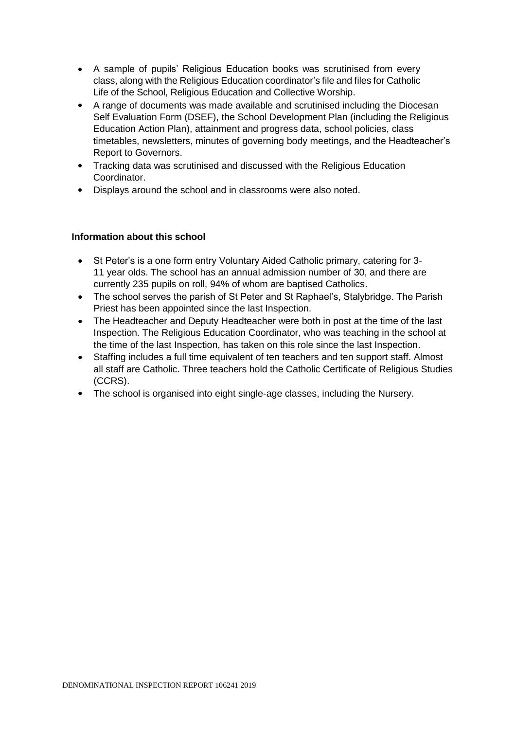- A sample of pupils' Religious Education books was scrutinised from every class, along with the Religious Education coordinator's file and files for Catholic Life of the School, Religious Education and Collective Worship.
- A range of documents was made available and scrutinised including the Diocesan Self Evaluation Form (DSEF), the School Development Plan (including the Religious Education Action Plan), attainment and progress data, school policies, class timetables, newsletters, minutes of governing body meetings, and the Headteacher's Report to Governors.
- Tracking data was scrutinised and discussed with the Religious Education Coordinator.
- Displays around the school and in classrooms were also noted.

**Information about this school**

- St Peter's is a one form entry Voluntary Aided Catholic primary, catering for 3-11 year olds. The school has an annual admission number of 30, and there are currently 235 pupils on roll, 94% of whom are baptised Catholics.
- The school serves the parish of St Peter and St Raphael's, Stalybridge. The Parish Priest has been appointed since the last Inspection.
- The Headteacher and Deputy Headteacher were both in post at the time of the last Inspection. The Religious Education Coordinator, who was teaching in the school at the time of the last Inspection, has taken on this role since the last Inspection.
- Staffing includes a full time equivalent of ten teachers and ten support staff. Almost all staff are Catholic. Three teachers hold the Catholic Certificate of Religious Studies (CCRS).
- The school is organised into eight single-age classes, including the Nursery.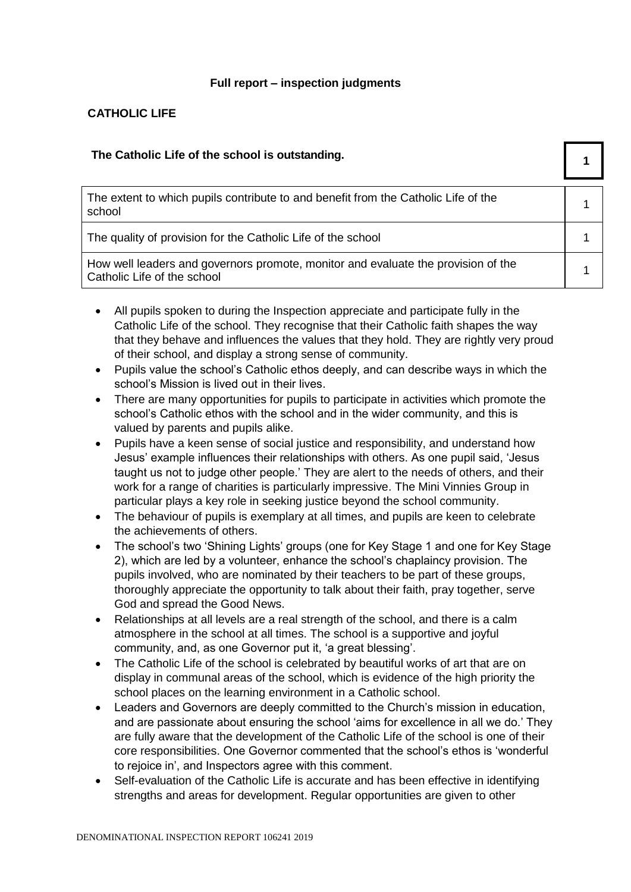**Full report – inspection judgments**

**CATHOLIC LIFE**

| **The Catholic Life of the school is outstanding.** | **1** |
|---|---|
| The extent to which pupils contribute to and benefit from the Catholic Life of the school | 1 |
| The quality of provision for the Catholic Life of the school | 1 |
| How well leaders and governors promote, monitor and evaluate the provision of the Catholic Life of the school | 1 |

- All pupils spoken to during the Inspection appreciate and participate fully in the Catholic Life of the school. They recognise that their Catholic faith shapes the way that they behave and influences the values that they hold. They are rightly very proud of their school, and display a strong sense of community.
- Pupils value the school's Catholic ethos deeply, and can describe ways in which the school's Mission is lived out in their lives.
- There are many opportunities for pupils to participate in activities which promote the school's Catholic ethos with the school and in the wider community, and this is valued by parents and pupils alike.
- Pupils have a keen sense of social justice and responsibility, and understand how Jesus' example influences their relationships with others. As one pupil said, 'Jesus taught us not to judge other people.' They are alert to the needs of others, and their work for a range of charities is particularly impressive. The Mini Vinnies Group in particular plays a key role in seeking justice beyond the school community.
- The behaviour of pupils is exemplary at all times, and pupils are keen to celebrate the achievements of others.
- The school's two 'Shining Lights' groups (one for Key Stage 1 and one for Key Stage 2), which are led by a volunteer, enhance the school's chaplaincy provision. The pupils involved, who are nominated by their teachers to be part of these groups, thoroughly appreciate the opportunity to talk about their faith, pray together, serve God and spread the Good News.
- Relationships at all levels are a real strength of the school, and there is a calm atmosphere in the school at all times. The school is a supportive and joyful community, and, as one Governor put it, 'a great blessing'.
- The Catholic Life of the school is celebrated by beautiful works of art that are on display in communal areas of the school, which is evidence of the high priority the school places on the learning environment in a Catholic school.
- Leaders and Governors are deeply committed to the Church's mission in education, and are passionate about ensuring the school 'aims for excellence in all we do.' They are fully aware that the development of the Catholic Life of the school is one of their core responsibilities. One Governor commented that the school's ethos is 'wonderful to rejoice in', and Inspectors agree with this comment.
- Self-evaluation of the Catholic Life is accurate and has been effective in identifying strengths and areas for development. Regular opportunities are given to other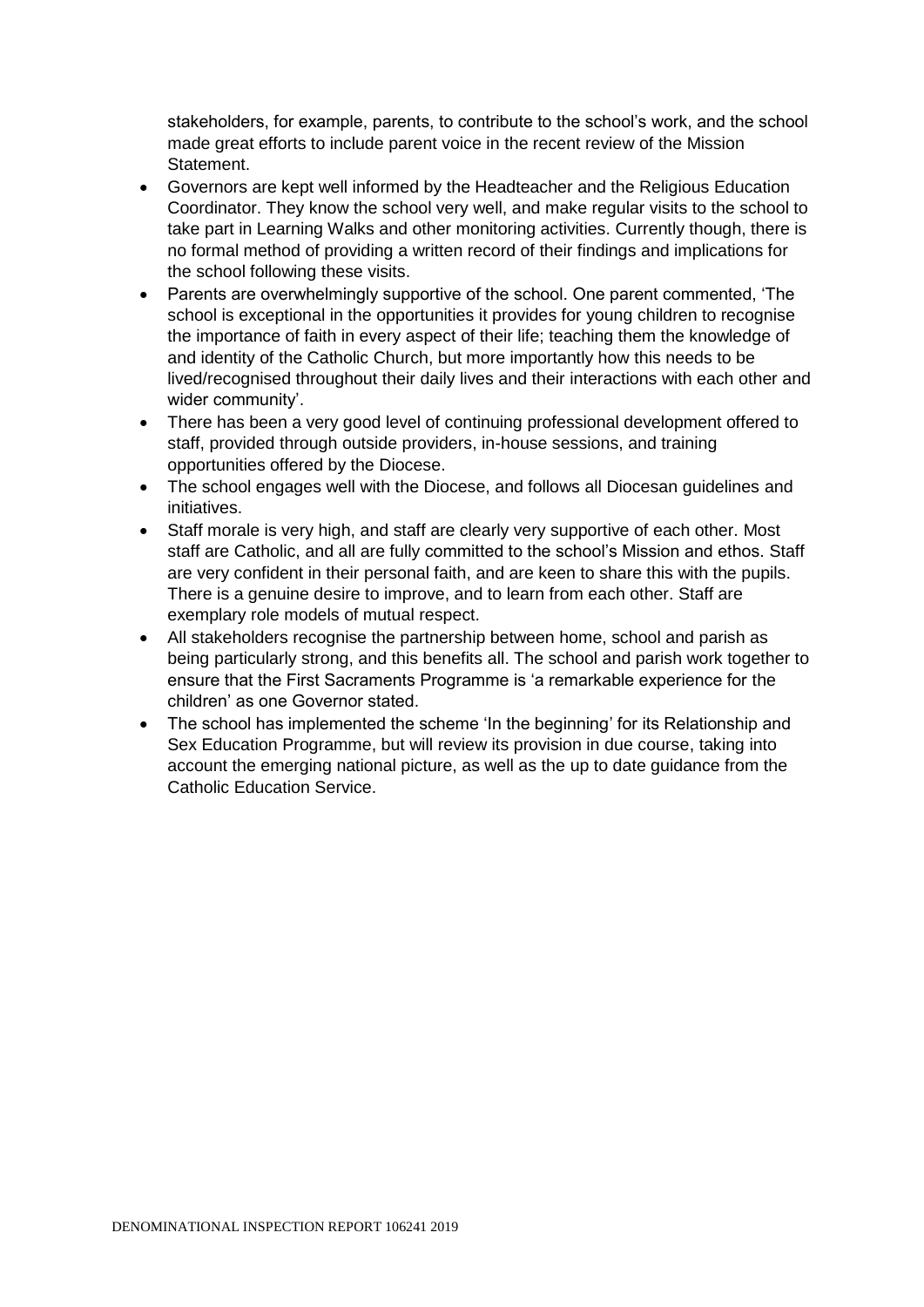stakeholders, for example, parents, to contribute to the school's work, and the school made great efforts to include parent voice in the recent review of the Mission Statement.

- Governors are kept well informed by the Headteacher and the Religious Education Coordinator. They know the school very well, and make regular visits to the school to take part in Learning Walks and other monitoring activities. Currently though, there is no formal method of providing a written record of their findings and implications for the school following these visits.
- Parents are overwhelmingly supportive of the school. One parent commented, 'The school is exceptional in the opportunities it provides for young children to recognise the importance of faith in every aspect of their life; teaching them the knowledge of and identity of the Catholic Church, but more importantly how this needs to be lived/recognised throughout their daily lives and their interactions with each other and wider community'.
- There has been a very good level of continuing professional development offered to staff, provided through outside providers, in-house sessions, and training opportunities offered by the Diocese.
- The school engages well with the Diocese, and follows all Diocesan guidelines and initiatives.
- Staff morale is very high, and staff are clearly very supportive of each other. Most staff are Catholic, and all are fully committed to the school's Mission and ethos. Staff are very confident in their personal faith, and are keen to share this with the pupils. There is a genuine desire to improve, and to learn from each other. Staff are exemplary role models of mutual respect.
- All stakeholders recognise the partnership between home, school and parish as being particularly strong, and this benefits all. The school and parish work together to ensure that the First Sacraments Programme is 'a remarkable experience for the children' as one Governor stated.
- The school has implemented the scheme 'In the beginning' for its Relationship and Sex Education Programme, but will review its provision in due course, taking into account the emerging national picture, as well as the up to date guidance from the Catholic Education Service.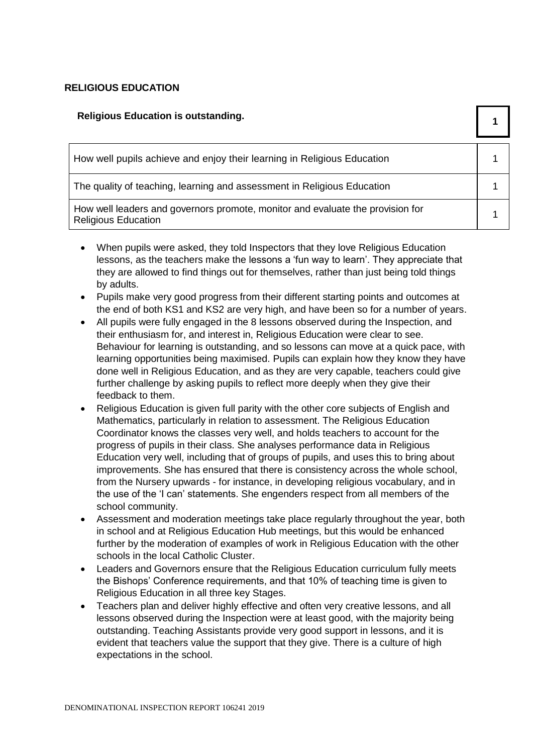## RELIGIOUS EDUCATION

| Religious Education is outstanding. | 1 |
|---|---|
| How well pupils achieve and enjoy their learning in Religious Education | 1 |
| The quality of teaching, learning and assessment in Religious Education | 1 |
| How well leaders and governors promote, monitor and evaluate the provision for Religious Education | 1 |

- When pupils were asked, they told Inspectors that they love Religious Education lessons, as the teachers make the lessons a 'fun way to learn'. They appreciate that they are allowed to find things out for themselves, rather than just being told things by adults.
- Pupils make very good progress from their different starting points and outcomes at the end of both KS1 and KS2 are very high, and have been so for a number of years.
- All pupils were fully engaged in the 8 lessons observed during the Inspection, and their enthusiasm for, and interest in, Religious Education were clear to see. Behaviour for learning is outstanding, and so lessons can move at a quick pace, with learning opportunities being maximised. Pupils can explain how they know they have done well in Religious Education, and as they are very capable, teachers could give further challenge by asking pupils to reflect more deeply when they give their feedback to them.
- Religious Education is given full parity with the other core subjects of English and Mathematics, particularly in relation to assessment. The Religious Education Coordinator knows the classes very well, and holds teachers to account for the progress of pupils in their class. She analyses performance data in Religious Education very well, including that of groups of pupils, and uses this to bring about improvements. She has ensured that there is consistency across the whole school, from the Nursery upwards - for instance, in developing religious vocabulary, and in the use of the 'I can' statements. She engenders respect from all members of the school community.
- Assessment and moderation meetings take place regularly throughout the year, both in school and at Religious Education Hub meetings, but this would be enhanced further by the moderation of examples of work in Religious Education with the other schools in the local Catholic Cluster.
- Leaders and Governors ensure that the Religious Education curriculum fully meets the Bishops' Conference requirements, and that 10% of teaching time is given to Religious Education in all three key Stages.
- Teachers plan and deliver highly effective and often very creative lessons, and all lessons observed during the Inspection were at least good, with the majority being outstanding. Teaching Assistants provide very good support in lessons, and it is evident that teachers value the support that they give. There is a culture of high expectations in the school.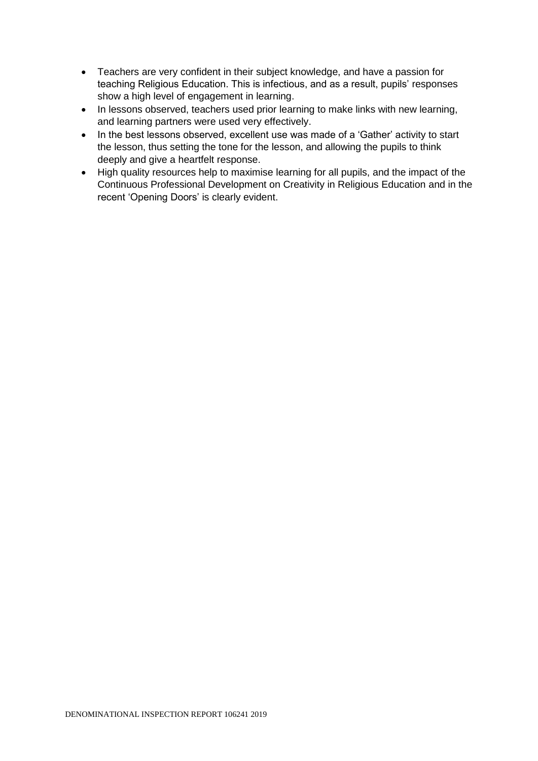- Teachers are very confident in their subject knowledge, and have a passion for teaching Religious Education. This is infectious, and as a result, pupils' responses show a high level of engagement in learning.
- In lessons observed, teachers used prior learning to make links with new learning, and learning partners were used very effectively.
- In the best lessons observed, excellent use was made of a 'Gather' activity to start the lesson, thus setting the tone for the lesson, and allowing the pupils to think deeply and give a heartfelt response.
- High quality resources help to maximise learning for all pupils, and the impact of the Continuous Professional Development on Creativity in Religious Education and in the recent 'Opening Doors' is clearly evident.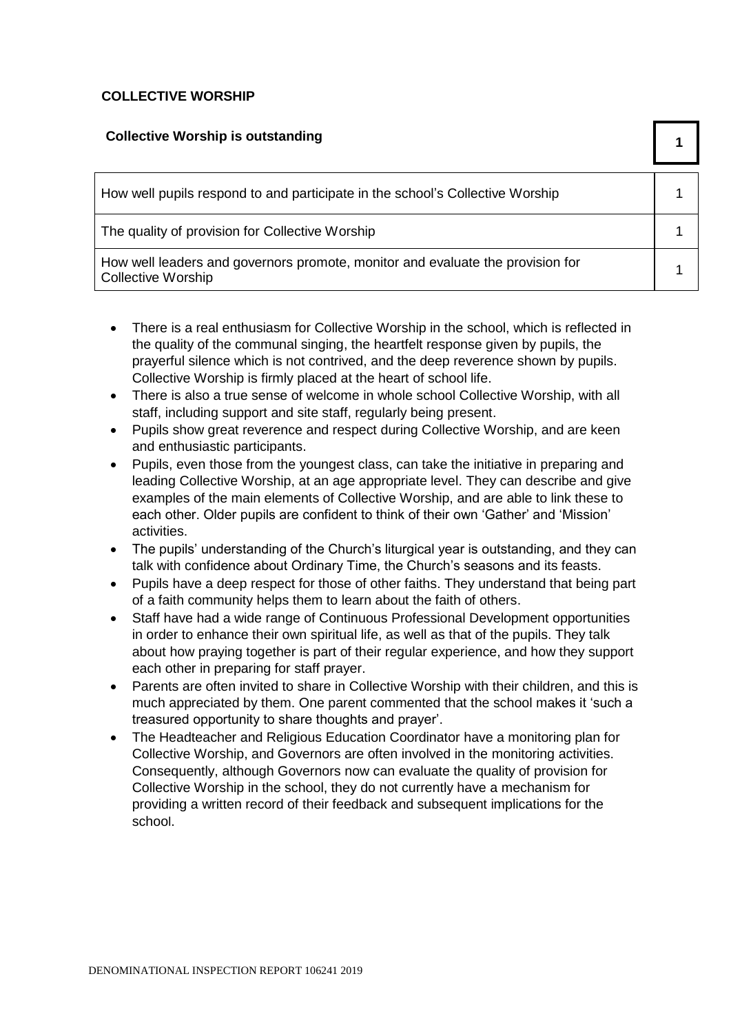## COLLECTIVE WORSHIP

| | |
|---|---|
| **Collective Worship is outstanding** | **1** |
| How well pupils respond to and participate in the school's Collective Worship | 1 |
| The quality of provision for Collective Worship | 1 |
| How well leaders and governors promote, monitor and evaluate the provision for Collective Worship | 1 |

- There is a real enthusiasm for Collective Worship in the school, which is reflected in the quality of the communal singing, the heartfelt response given by pupils, the prayerful silence which is not contrived, and the deep reverence shown by pupils. Collective Worship is firmly placed at the heart of school life.
- There is also a true sense of welcome in whole school Collective Worship, with all staff, including support and site staff, regularly being present.
- Pupils show great reverence and respect during Collective Worship, and are keen and enthusiastic participants.
- Pupils, even those from the youngest class, can take the initiative in preparing and leading Collective Worship, at an age appropriate level. They can describe and give examples of the main elements of Collective Worship, and are able to link these to each other. Older pupils are confident to think of their own 'Gather' and 'Mission' activities.
- The pupils' understanding of the Church's liturgical year is outstanding, and they can talk with confidence about Ordinary Time, the Church's seasons and its feasts.
- Pupils have a deep respect for those of other faiths. They understand that being part of a faith community helps them to learn about the faith of others.
- Staff have had a wide range of Continuous Professional Development opportunities in order to enhance their own spiritual life, as well as that of the pupils. They talk about how praying together is part of their regular experience, and how they support each other in preparing for staff prayer.
- Parents are often invited to share in Collective Worship with their children, and this is much appreciated by them. One parent commented that the school makes it 'such a treasured opportunity to share thoughts and prayer'.
- The Headteacher and Religious Education Coordinator have a monitoring plan for Collective Worship, and Governors are often involved in the monitoring activities. Consequently, although Governors now can evaluate the quality of provision for Collective Worship in the school, they do not currently have a mechanism for providing a written record of their feedback and subsequent implications for the school.